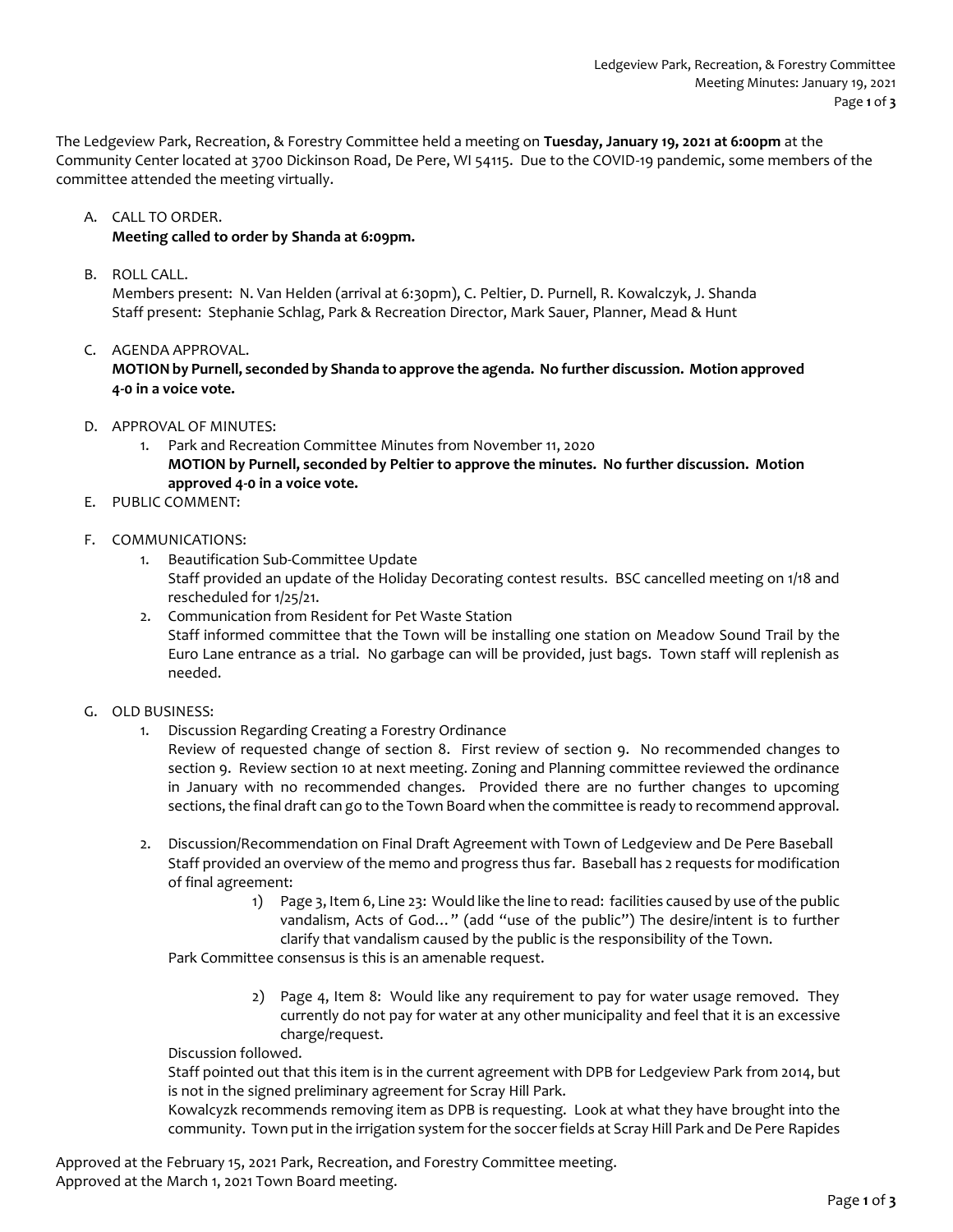The Ledgeview Park, Recreation, & Forestry Committee held a meeting on **Tuesday, January 19, 2021 at 6:00pm** at the Community Center located at 3700 Dickinson Road, De Pere, WI 54115. Due to the COVID-19 pandemic, some members of the committee attended the meeting virtually.

A. CALL TO ORDER.
**Meeting called to order by Shanda at 6:09pm.**

B. ROLL CALL.
Members present: N. Van Helden (arrival at 6:30pm), C. Peltier, D. Purnell, R. Kowalczyk, J. Shanda
Staff present: Stephanie Schlag, Park & Recreation Director, Mark Sauer, Planner, Mead & Hunt

C. AGENDA APPROVAL.
**MOTION by Purnell, seconded by Shanda to approve the agenda. No further discussion. Motion approved 4-0 in a voice vote.**

D. APPROVAL OF MINUTES:
   1. Park and Recreation Committee Minutes from November 11, 2020
      **MOTION by Purnell, seconded by Peltier to approve the minutes. No further discussion. Motion approved 4-0 in a voice vote.**

E. PUBLIC COMMENT:

F. COMMUNICATIONS:
   1. Beautification Sub-Committee Update
      Staff provided an update of the Holiday Decorating contest results. BSC cancelled meeting on 1/18 and rescheduled for 1/25/21.
   2. Communication from Resident for Pet Waste Station
      Staff informed committee that the Town will be installing one station on Meadow Sound Trail by the Euro Lane entrance as a trial. No garbage can will be provided, just bags. Town staff will replenish as needed.

G. OLD BUSINESS:
   1. Discussion Regarding Creating a Forestry Ordinance
      Review of requested change of section 8. First review of section 9. No recommended changes to section 9. Review section 10 at next meeting. Zoning and Planning committee reviewed the ordinance in January with no recommended changes. Provided there are no further changes to upcoming sections, the final draft can go to the Town Board when the committee is ready to recommend approval.

   2. Discussion/Recommendation on Final Draft Agreement with Town of Ledgeview and De Pere Baseball
      Staff provided an overview of the memo and progress thus far. Baseball has 2 requests for modification of final agreement:
      1) Page 3, Item 6, Line 23: Would like the line to read: facilities caused by use of the public vandalism, Acts of God…" (add "use of the public") The desire/intent is to further clarify that vandalism caused by the public is the responsibility of the Town.

      Park Committee consensus is this is an amenable request.

      2) Page 4, Item 8: Would like any requirement to pay for water usage removed. They currently do not pay for water at any other municipality and feel that it is an excessive charge/request.

      Discussion followed.
      Staff pointed out that this item is in the current agreement with DPB for Ledgeview Park from 2014, but is not in the signed preliminary agreement for Scray Hill Park.
      Kowalcyzk recommends removing item as DPB is requesting. Look at what they have brought into the community. Town put in the irrigation system for the soccer fields at Scray Hill Park and De Pere Rapides

Approved at the February 15, 2021 Park, Recreation, and Forestry Committee meeting.
Approved at the March 1, 2021 Town Board meeting.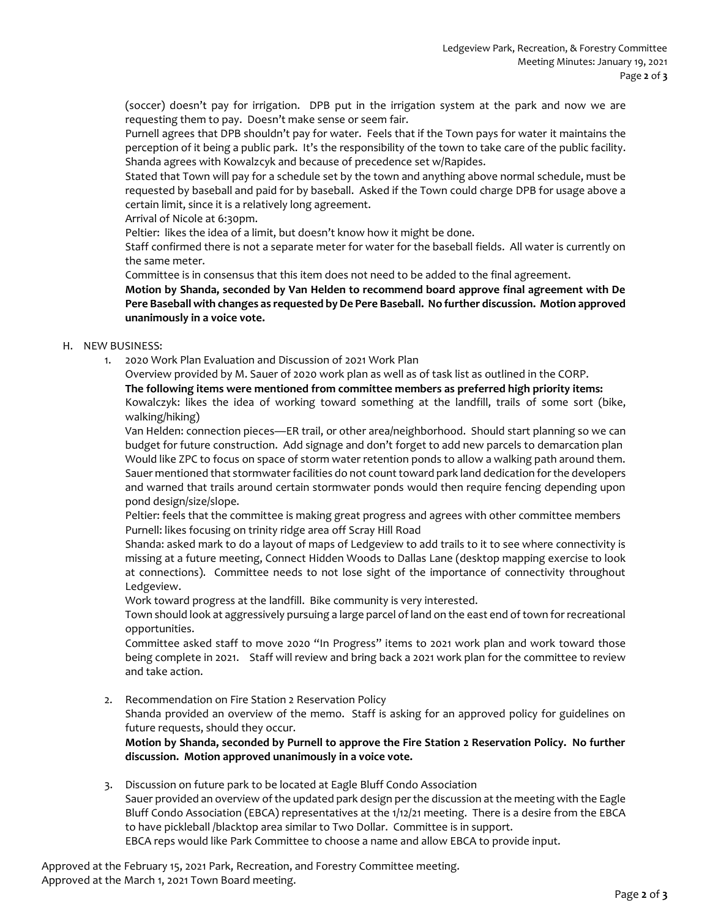(soccer) doesn't pay for irrigation. DPB put in the irrigation system at the park and now we are requesting them to pay. Doesn't make sense or seem fair.

Purnell agrees that DPB shouldn't pay for water. Feels that if the Town pays for water it maintains the perception of it being a public park. It's the responsibility of the town to take care of the public facility.

Shanda agrees with Kowalzcyk and because of precedence set w/Rapides.

Stated that Town will pay for a schedule set by the town and anything above normal schedule, must be requested by baseball and paid for by baseball. Asked if the Town could charge DPB for usage above a certain limit, since it is a relatively long agreement.

Arrival of Nicole at 6:30pm.

Peltier: likes the idea of a limit, but doesn't know how it might be done.

Staff confirmed there is not a separate meter for water for the baseball fields. All water is currently on the same meter.

Committee is in consensus that this item does not need to be added to the final agreement.

**Motion by Shanda, seconded by Van Helden to recommend board approve final agreement with De Pere Baseball with changes as requested by De Pere Baseball. No further discussion. Motion approved unanimously in a voice vote.**

H. NEW BUSINESS:

1. 2020 Work Plan Evaluation and Discussion of 2021 Work Plan

   Overview provided by M. Sauer of 2020 work plan as well as of task list as outlined in the CORP.

   **The following items were mentioned from committee members as preferred high priority items:**

   Kowalczyk: likes the idea of working toward something at the landfill, trails of some sort (bike, walking/hiking)

   Van Helden: connection pieces—ER trail, or other area/neighborhood. Should start planning so we can budget for future construction. Add signage and don't forget to add new parcels to demarcation plan Would like ZPC to focus on space of storm water retention ponds to allow a walking path around them.

   Sauer mentioned that stormwater facilities do not count toward park land dedication for the developers and warned that trails around certain stormwater ponds would then require fencing depending upon pond design/size/slope.

   Peltier: feels that the committee is making great progress and agrees with other committee members

   Purnell: likes focusing on trinity ridge area off Scray Hill Road

   Shanda: asked mark to do a layout of maps of Ledgeview to add trails to it to see where connectivity is missing at a future meeting, Connect Hidden Woods to Dallas Lane (desktop mapping exercise to look at connections). Committee needs to not lose sight of the importance of connectivity throughout Ledgeview.

   Work toward progress at the landfill. Bike community is very interested.

   Town should look at aggressively pursuing a large parcel of land on the east end of town for recreational opportunities.

   Committee asked staff to move 2020 "In Progress" items to 2021 work plan and work toward those being complete in 2021. Staff will review and bring back a 2021 work plan for the committee to review and take action.

2. Recommendation on Fire Station 2 Reservation Policy

   Shanda provided an overview of the memo. Staff is asking for an approved policy for guidelines on future requests, should they occur.

   **Motion by Shanda, seconded by Purnell to approve the Fire Station 2 Reservation Policy. No further discussion. Motion approved unanimously in a voice vote.**

3. Discussion on future park to be located at Eagle Bluff Condo Association

   Sauer provided an overview of the updated park design per the discussion at the meeting with the Eagle Bluff Condo Association (EBCA) representatives at the 1/12/21 meeting. There is a desire from the EBCA to have pickleball /blacktop area similar to Two Dollar. Committee is in support.

   EBCA reps would like Park Committee to choose a name and allow EBCA to provide input.

Approved at the February 15, 2021 Park, Recreation, and Forestry Committee meeting.
Approved at the March 1, 2021 Town Board meeting.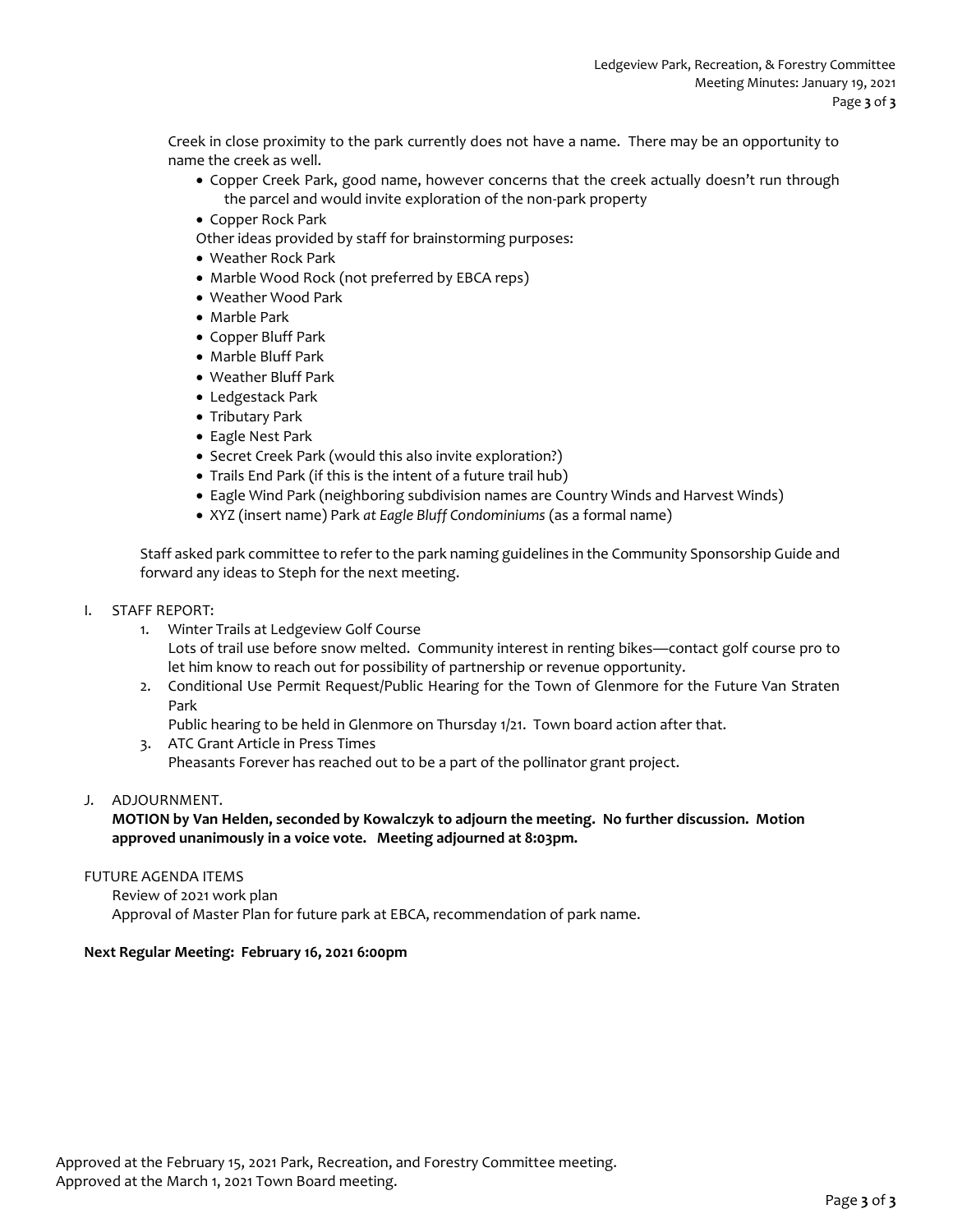Creek in close proximity to the park currently does not have a name. There may be an opportunity to name the creek as well.

- Copper Creek Park, good name, however concerns that the creek actually doesn't run through the parcel and would invite exploration of the non-park property
- Copper Rock Park

Other ideas provided by staff for brainstorming purposes:

- Weather Rock Park
- Marble Wood Rock (not preferred by EBCA reps)
- Weather Wood Park
- Marble Park
- Copper Bluff Park
- Marble Bluff Park
- Weather Bluff Park
- Ledgestack Park
- Tributary Park
- Eagle Nest Park
- Secret Creek Park (would this also invite exploration?)
- Trails End Park (if this is the intent of a future trail hub)
- Eagle Wind Park (neighboring subdivision names are Country Winds and Harvest Winds)
- XYZ (insert name) Park *at Eagle Bluff Condominiums* (as a formal name)

Staff asked park committee to refer to the park naming guidelines in the Community Sponsorship Guide and forward any ideas to Steph for the next meeting.

I. STAFF REPORT:

1. Winter Trails at Ledgeview Golf Course
   Lots of trail use before snow melted. Community interest in renting bikes—contact golf course pro to let him know to reach out for possibility of partnership or revenue opportunity.
2. Conditional Use Permit Request/Public Hearing for the Town of Glenmore for the Future Van Straten Park
   Public hearing to be held in Glenmore on Thursday 1/21. Town board action after that.
3. ATC Grant Article in Press Times
   Pheasants Forever has reached out to be a part of the pollinator grant project.

J. ADJOURNMENT.

**MOTION by Van Helden, seconded by Kowalczyk to adjourn the meeting. No further discussion. Motion approved unanimously in a voice vote. Meeting adjourned at 8:03pm.**

FUTURE AGENDA ITEMS

Review of 2021 work plan

Approval of Master Plan for future park at EBCA, recommendation of park name.

**Next Regular Meeting: February 16, 2021 6:00pm**

Approved at the February 15, 2021 Park, Recreation, and Forestry Committee meeting.
Approved at the March 1, 2021 Town Board meeting.